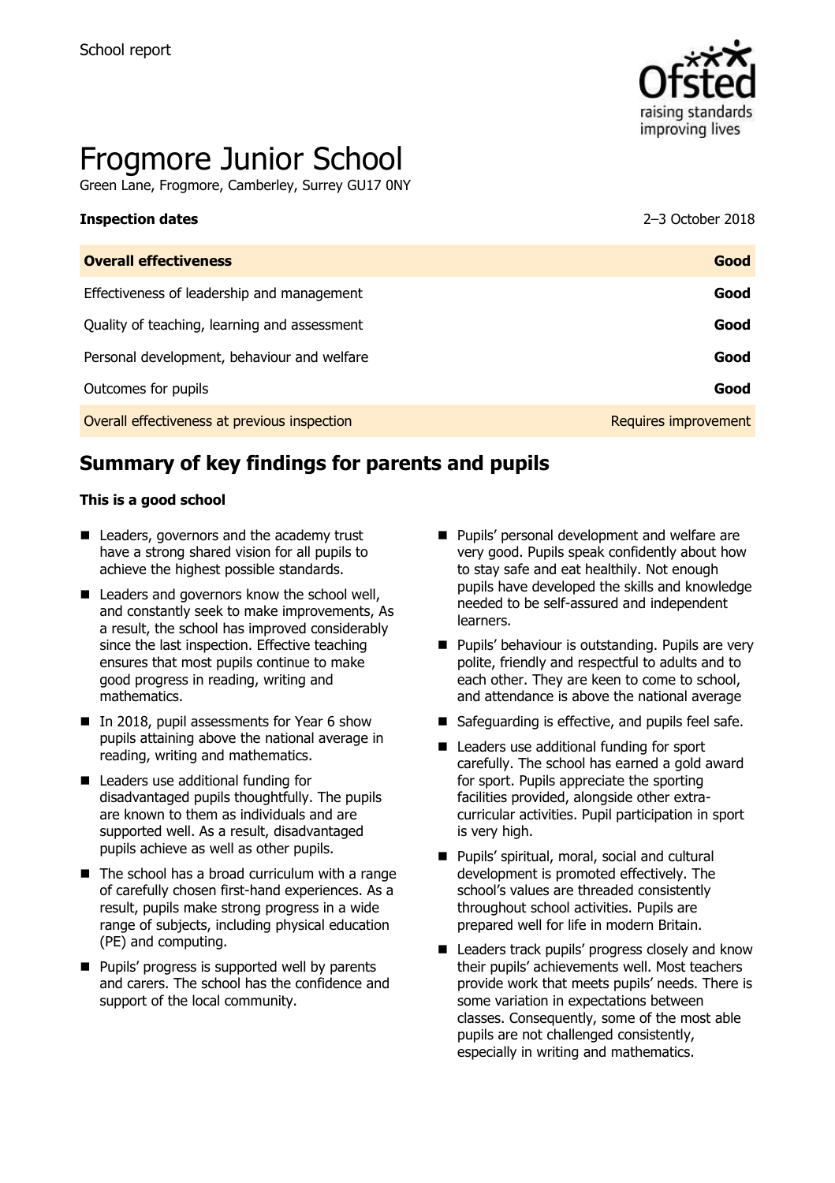School report

# Frogmore Junior School

Green Lane, Frogmore, Camberley, Surrey GU17 0NY

| **Inspection dates** | 2–3 October 2018 |
| --- | --- |
| **Overall effectiveness** | **Good** |
| Effectiveness of leadership and management | **Good** |
| Quality of teaching, learning and assessment | **Good** |
| Personal development, behaviour and welfare | **Good** |
| Outcomes for pupils | **Good** |
| Overall effectiveness at previous inspection | Requires improvement |

## Summary of key findings for parents and pupils

**This is a good school**

- Leaders, governors and the academy trust have a strong shared vision for all pupils to achieve the highest possible standards.
- Leaders and governors know the school well, and constantly seek to make improvements, As a result, the school has improved considerably since the last inspection. Effective teaching ensures that most pupils continue to make good progress in reading, writing and mathematics.
- In 2018, pupil assessments for Year 6 show pupils attaining above the national average in reading, writing and mathematics.
- Leaders use additional funding for disadvantaged pupils thoughtfully. The pupils are known to them as individuals and are supported well. As a result, disadvantaged pupils achieve as well as other pupils.
- The school has a broad curriculum with a range of carefully chosen first-hand experiences. As a result, pupils make strong progress in a wide range of subjects, including physical education (PE) and computing.
- Pupils' progress is supported well by parents and carers. The school has the confidence and support of the local community.
- Pupils' personal development and welfare are very good. Pupils speak confidently about how to stay safe and eat healthily. Not enough pupils have developed the skills and knowledge needed to be self-assured and independent learners.
- Pupils' behaviour is outstanding. Pupils are very polite, friendly and respectful to adults and to each other. They are keen to come to school, and attendance is above the national average
- Safeguarding is effective, and pupils feel safe.
- Leaders use additional funding for sport carefully. The school has earned a gold award for sport. Pupils appreciate the sporting facilities provided, alongside other extra-curricular activities. Pupil participation in sport is very high.
- Pupils' spiritual, moral, social and cultural development is promoted effectively. The school's values are threaded consistently throughout school activities. Pupils are prepared well for life in modern Britain.
- Leaders track pupils' progress closely and know their pupils' achievements well. Most teachers provide work that meets pupils' needs. There is some variation in expectations between classes. Consequently, some of the most able pupils are not challenged consistently, especially in writing and mathematics.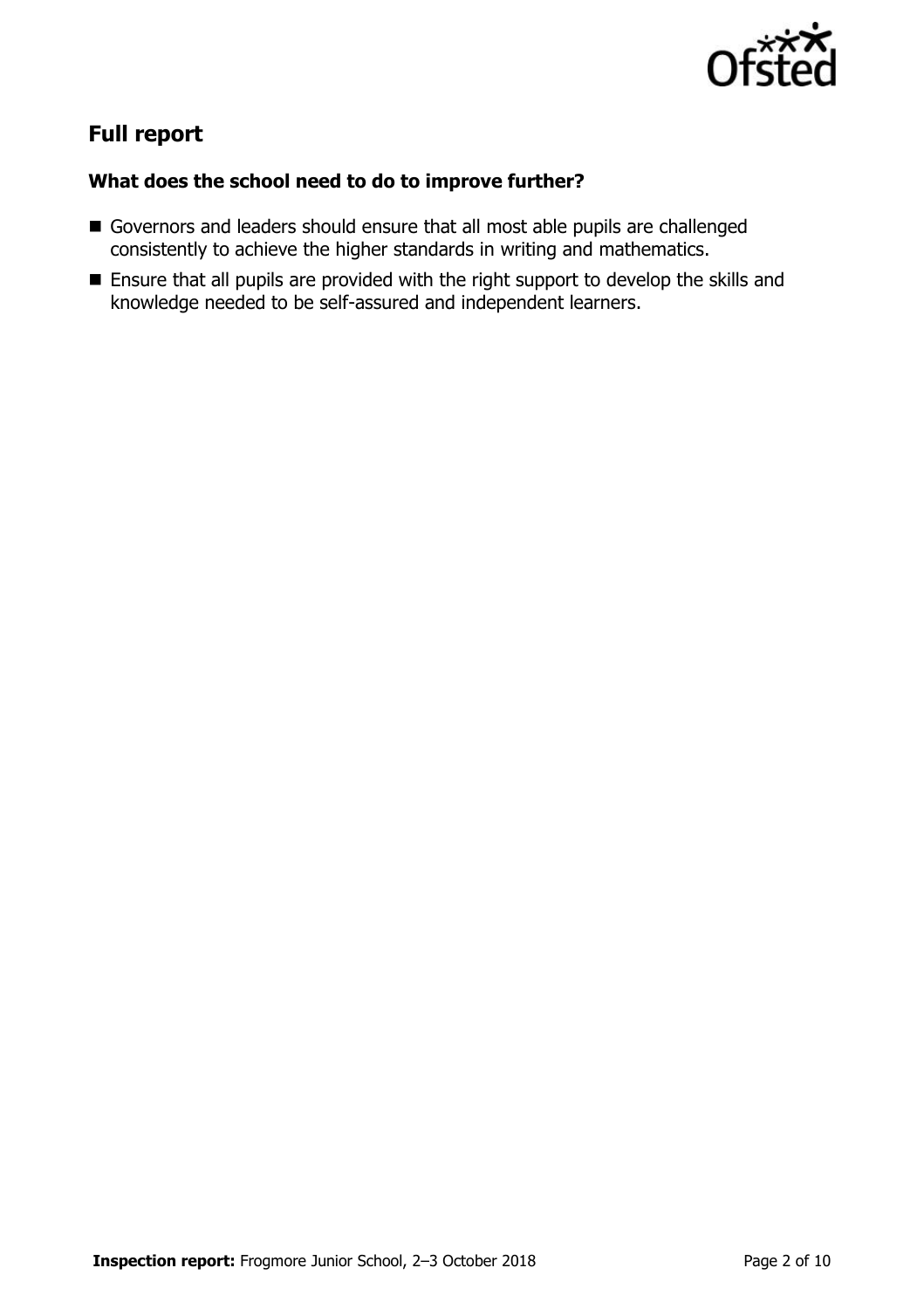## Full report

### What does the school need to do to improve further?

- Governors and leaders should ensure that all most able pupils are challenged consistently to achieve the higher standards in writing and mathematics.
- Ensure that all pupils are provided with the right support to develop the skills and knowledge needed to be self-assured and independent learners.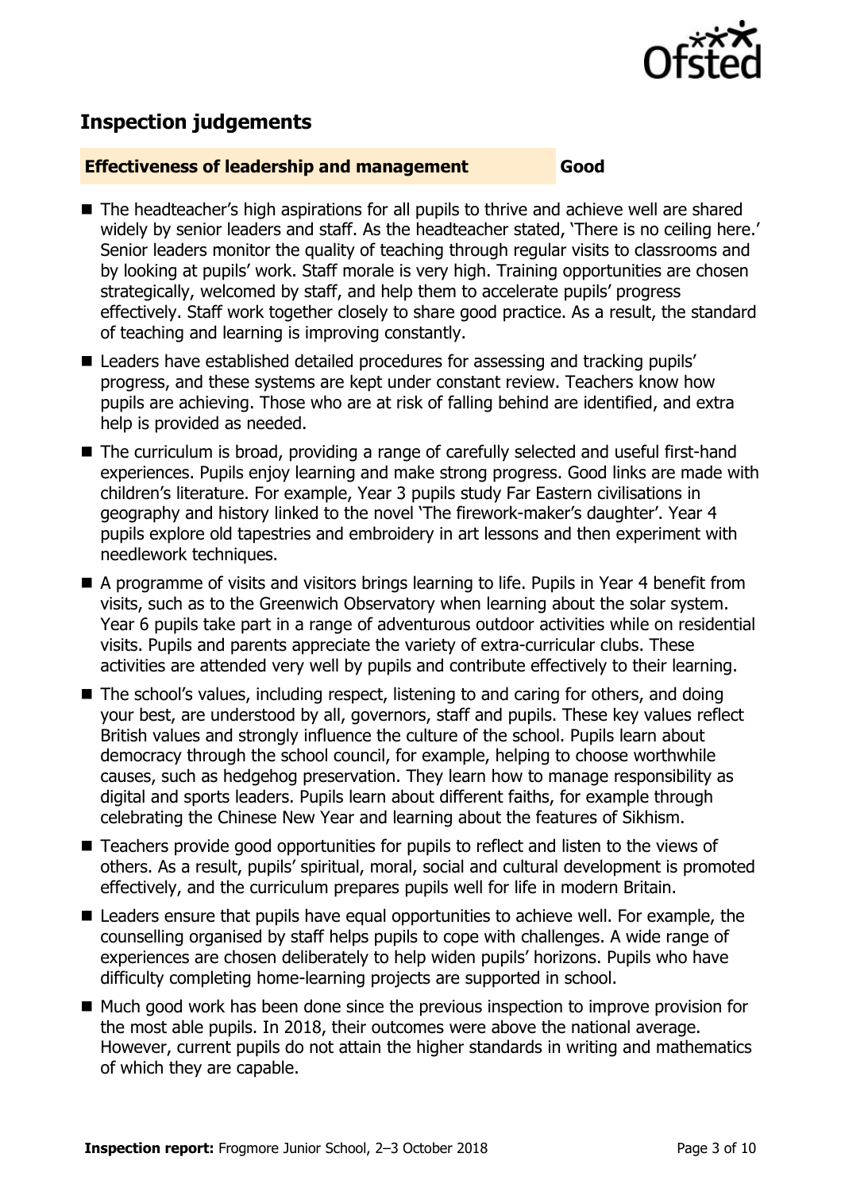## Inspection judgements

| Effectiveness of leadership and management | Good |
| --- | --- |

- The headteacher's high aspirations for all pupils to thrive and achieve well are shared widely by senior leaders and staff. As the headteacher stated, 'There is no ceiling here.' Senior leaders monitor the quality of teaching through regular visits to classrooms and by looking at pupils' work. Staff morale is very high. Training opportunities are chosen strategically, welcomed by staff, and help them to accelerate pupils' progress effectively. Staff work together closely to share good practice. As a result, the standard of teaching and learning is improving constantly.
- Leaders have established detailed procedures for assessing and tracking pupils' progress, and these systems are kept under constant review. Teachers know how pupils are achieving. Those who are at risk of falling behind are identified, and extra help is provided as needed.
- The curriculum is broad, providing a range of carefully selected and useful first-hand experiences. Pupils enjoy learning and make strong progress. Good links are made with children's literature. For example, Year 3 pupils study Far Eastern civilisations in geography and history linked to the novel 'The firework-maker's daughter'. Year 4 pupils explore old tapestries and embroidery in art lessons and then experiment with needlework techniques.
- A programme of visits and visitors brings learning to life. Pupils in Year 4 benefit from visits, such as to the Greenwich Observatory when learning about the solar system. Year 6 pupils take part in a range of adventurous outdoor activities while on residential visits. Pupils and parents appreciate the variety of extra-curricular clubs. These activities are attended very well by pupils and contribute effectively to their learning.
- The school's values, including respect, listening to and caring for others, and doing your best, are understood by all, governors, staff and pupils. These key values reflect British values and strongly influence the culture of the school. Pupils learn about democracy through the school council, for example, helping to choose worthwhile causes, such as hedgehog preservation. They learn how to manage responsibility as digital and sports leaders. Pupils learn about different faiths, for example through celebrating the Chinese New Year and learning about the features of Sikhism.
- Teachers provide good opportunities for pupils to reflect and listen to the views of others. As a result, pupils' spiritual, moral, social and cultural development is promoted effectively, and the curriculum prepares pupils well for life in modern Britain.
- Leaders ensure that pupils have equal opportunities to achieve well. For example, the counselling organised by staff helps pupils to cope with challenges. A wide range of experiences are chosen deliberately to help widen pupils' horizons. Pupils who have difficulty completing home-learning projects are supported in school.
- Much good work has been done since the previous inspection to improve provision for the most able pupils. In 2018, their outcomes were above the national average. However, current pupils do not attain the higher standards in writing and mathematics of which they are capable.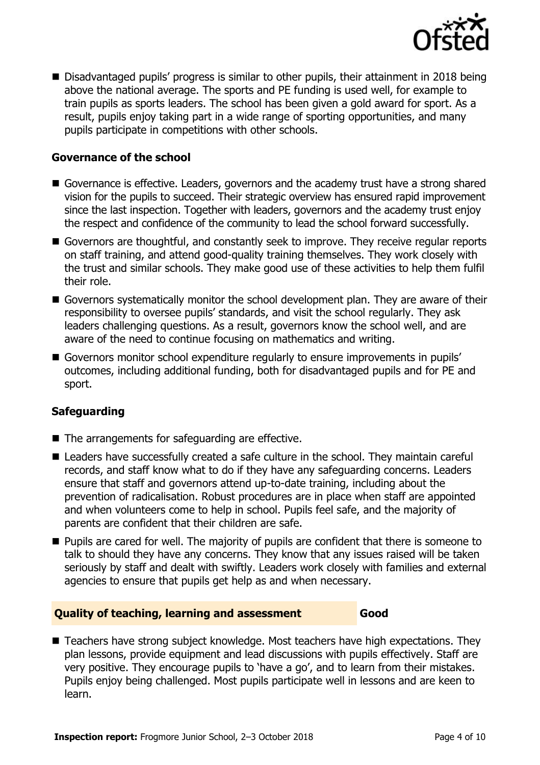- Disadvantaged pupils' progress is similar to other pupils, their attainment in 2018 being above the national average. The sports and PE funding is used well, for example to train pupils as sports leaders. The school has been given a gold award for sport. As a result, pupils enjoy taking part in a wide range of sporting opportunities, and many pupils participate in competitions with other schools.

### Governance of the school

- Governance is effective. Leaders, governors and the academy trust have a strong shared vision for the pupils to succeed. Their strategic overview has ensured rapid improvement since the last inspection. Together with leaders, governors and the academy trust enjoy the respect and confidence of the community to lead the school forward successfully.
- Governors are thoughtful, and constantly seek to improve. They receive regular reports on staff training, and attend good-quality training themselves. They work closely with the trust and similar schools. They make good use of these activities to help them fulfil their role.
- Governors systematically monitor the school development plan. They are aware of their responsibility to oversee pupils' standards, and visit the school regularly. They ask leaders challenging questions. As a result, governors know the school well, and are aware of the need to continue focusing on mathematics and writing.
- Governors monitor school expenditure regularly to ensure improvements in pupils' outcomes, including additional funding, both for disadvantaged pupils and for PE and sport.

### Safeguarding

- The arrangements for safeguarding are effective.
- Leaders have successfully created a safe culture in the school. They maintain careful records, and staff know what to do if they have any safeguarding concerns. Leaders ensure that staff and governors attend up-to-date training, including about the prevention of radicalisation. Robust procedures are in place when staff are appointed and when volunteers come to help in school. Pupils feel safe, and the majority of parents are confident that their children are safe.
- Pupils are cared for well. The majority of pupils are confident that there is someone to talk to should they have any concerns. They know that any issues raised will be taken seriously by staff and dealt with swiftly. Leaders work closely with families and external agencies to ensure that pupils get help as and when necessary.

## Quality of teaching, learning and assessment — Good

- Teachers have strong subject knowledge. Most teachers have high expectations. They plan lessons, provide equipment and lead discussions with pupils effectively. Staff are very positive. They encourage pupils to 'have a go', and to learn from their mistakes. Pupils enjoy being challenged. Most pupils participate well in lessons and are keen to learn.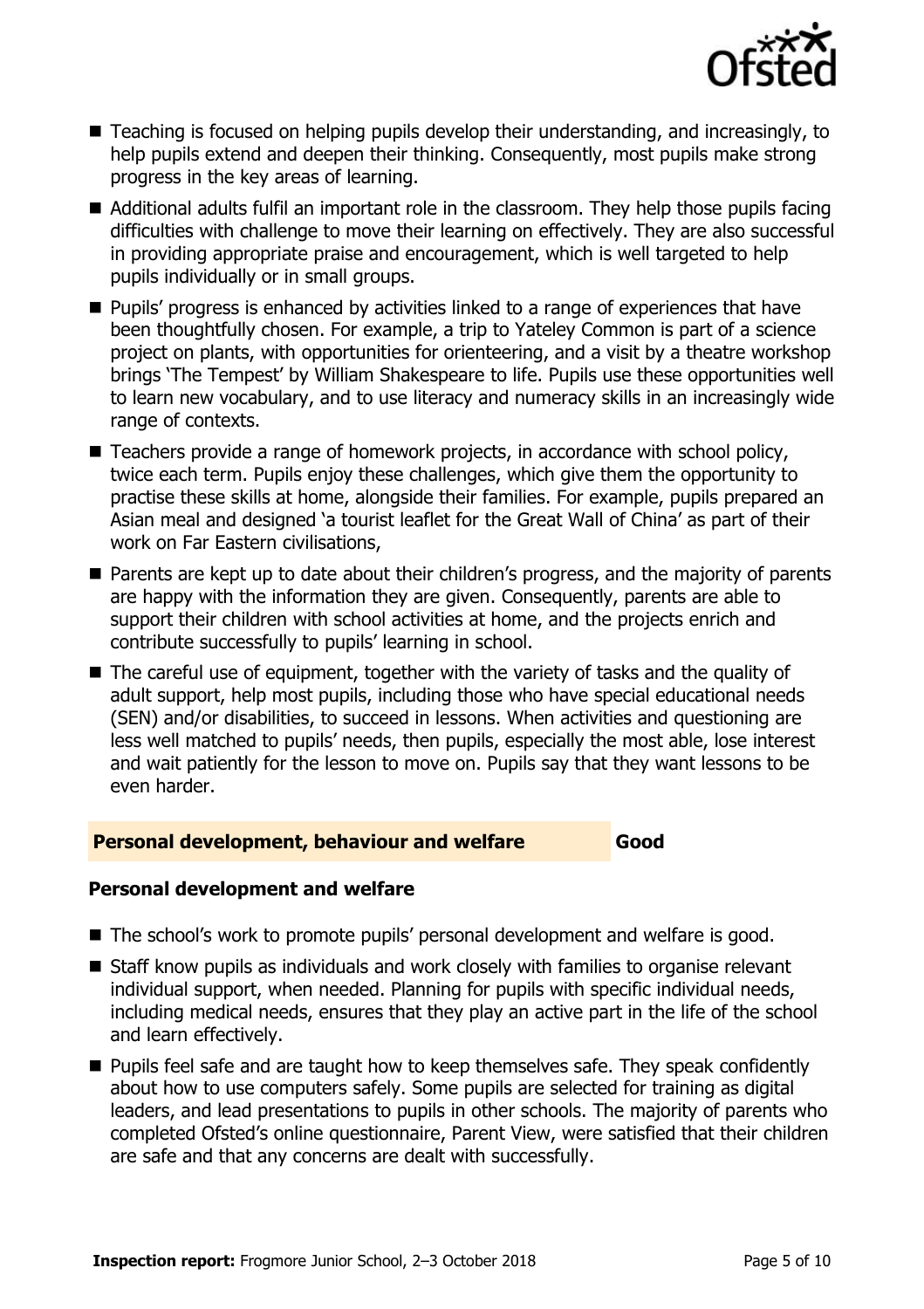- Teaching is focused on helping pupils develop their understanding, and increasingly, to help pupils extend and deepen their thinking. Consequently, most pupils make strong progress in the key areas of learning.
- Additional adults fulfil an important role in the classroom. They help those pupils facing difficulties with challenge to move their learning on effectively. They are also successful in providing appropriate praise and encouragement, which is well targeted to help pupils individually or in small groups.
- Pupils' progress is enhanced by activities linked to a range of experiences that have been thoughtfully chosen. For example, a trip to Yateley Common is part of a science project on plants, with opportunities for orienteering, and a visit by a theatre workshop brings 'The Tempest' by William Shakespeare to life. Pupils use these opportunities well to learn new vocabulary, and to use literacy and numeracy skills in an increasingly wide range of contexts.
- Teachers provide a range of homework projects, in accordance with school policy, twice each term. Pupils enjoy these challenges, which give them the opportunity to practise these skills at home, alongside their families. For example, pupils prepared an Asian meal and designed 'a tourist leaflet for the Great Wall of China' as part of their work on Far Eastern civilisations,
- Parents are kept up to date about their children's progress, and the majority of parents are happy with the information they are given. Consequently, parents are able to support their children with school activities at home, and the projects enrich and contribute successfully to pupils' learning in school.
- The careful use of equipment, together with the variety of tasks and the quality of adult support, help most pupils, including those who have special educational needs (SEN) and/or disabilities, to succeed in lessons. When activities and questioning are less well matched to pupils' needs, then pupils, especially the most able, lose interest and wait patiently for the lesson to move on. Pupils say that they want lessons to be even harder.

## Personal development, behaviour and welfare — Good

### Personal development and welfare

- The school's work to promote pupils' personal development and welfare is good.
- Staff know pupils as individuals and work closely with families to organise relevant individual support, when needed. Planning for pupils with specific individual needs, including medical needs, ensures that they play an active part in the life of the school and learn effectively.
- Pupils feel safe and are taught how to keep themselves safe. They speak confidently about how to use computers safely. Some pupils are selected for training as digital leaders, and lead presentations to pupils in other schools. The majority of parents who completed Ofsted's online questionnaire, Parent View, were satisfied that their children are safe and that any concerns are dealt with successfully.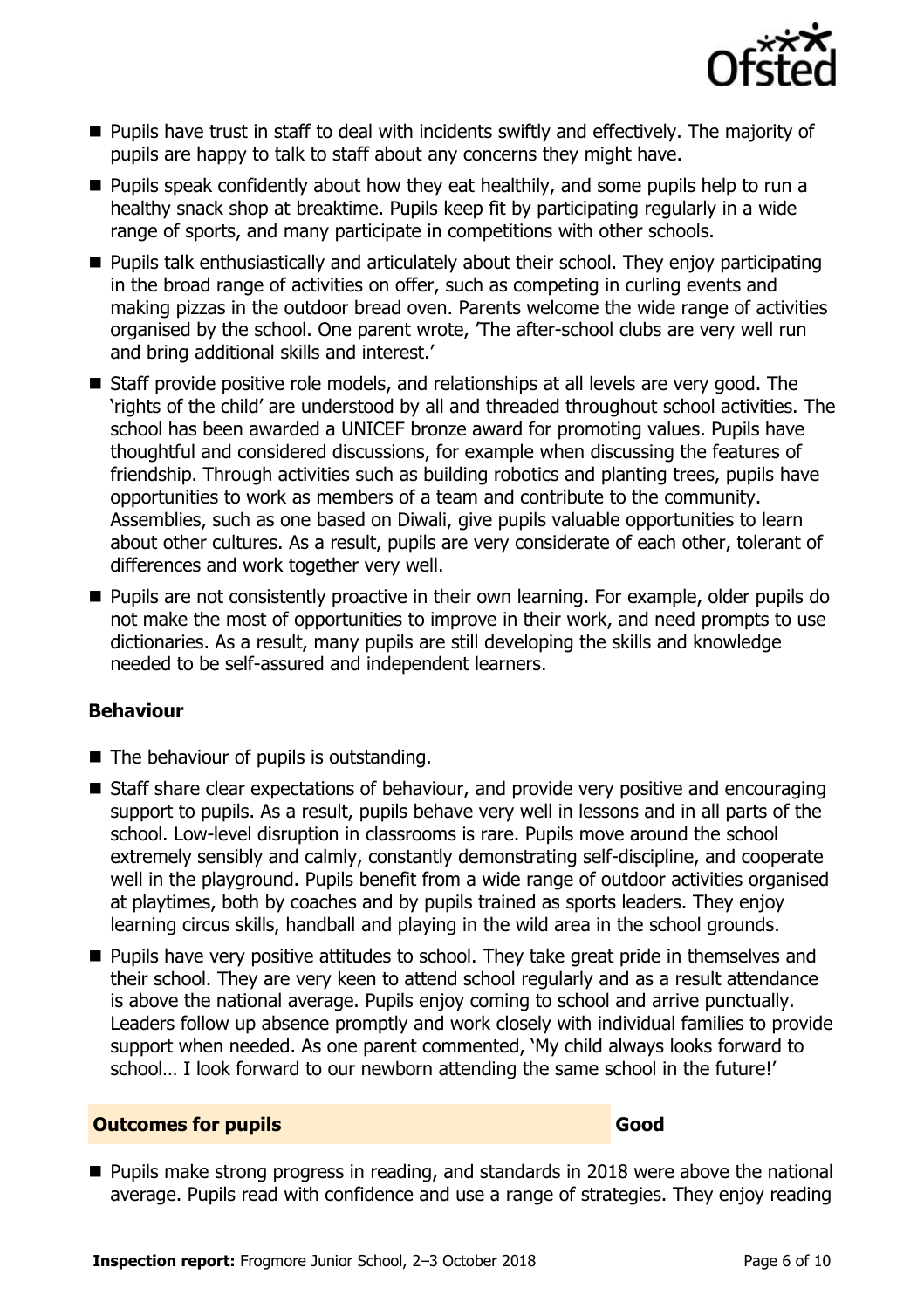- Pupils have trust in staff to deal with incidents swiftly and effectively. The majority of pupils are happy to talk to staff about any concerns they might have.
- Pupils speak confidently about how they eat healthily, and some pupils help to run a healthy snack shop at breaktime. Pupils keep fit by participating regularly in a wide range of sports, and many participate in competitions with other schools.
- Pupils talk enthusiastically and articulately about their school. They enjoy participating in the broad range of activities on offer, such as competing in curling events and making pizzas in the outdoor bread oven. Parents welcome the wide range of activities organised by the school. One parent wrote, 'The after-school clubs are very well run and bring additional skills and interest.'
- Staff provide positive role models, and relationships at all levels are very good. The 'rights of the child' are understood by all and threaded throughout school activities. The school has been awarded a UNICEF bronze award for promoting values. Pupils have thoughtful and considered discussions, for example when discussing the features of friendship. Through activities such as building robotics and planting trees, pupils have opportunities to work as members of a team and contribute to the community. Assemblies, such as one based on Diwali, give pupils valuable opportunities to learn about other cultures. As a result, pupils are very considerate of each other, tolerant of differences and work together very well.
- Pupils are not consistently proactive in their own learning. For example, older pupils do not make the most of opportunities to improve in their work, and need prompts to use dictionaries. As a result, many pupils are still developing the skills and knowledge needed to be self-assured and independent learners.

**Behaviour**

- The behaviour of pupils is outstanding.
- Staff share clear expectations of behaviour, and provide very positive and encouraging support to pupils. As a result, pupils behave very well in lessons and in all parts of the school. Low-level disruption in classrooms is rare. Pupils move around the school extremely sensibly and calmly, constantly demonstrating self-discipline, and cooperate well in the playground. Pupils benefit from a wide range of outdoor activities organised at playtimes, both by coaches and by pupils trained as sports leaders. They enjoy learning circus skills, handball and playing in the wild area in the school grounds.
- Pupils have very positive attitudes to school. They take great pride in themselves and their school. They are very keen to attend school regularly and as a result attendance is above the national average. Pupils enjoy coming to school and arrive punctually. Leaders follow up absence promptly and work closely with individual families to provide support when needed. As one parent commented, 'My child always looks forward to school… I look forward to our newborn attending the same school in the future!'

## Outcomes for pupils — Good

- Pupils make strong progress in reading, and standards in 2018 were above the national average. Pupils read with confidence and use a range of strategies. They enjoy reading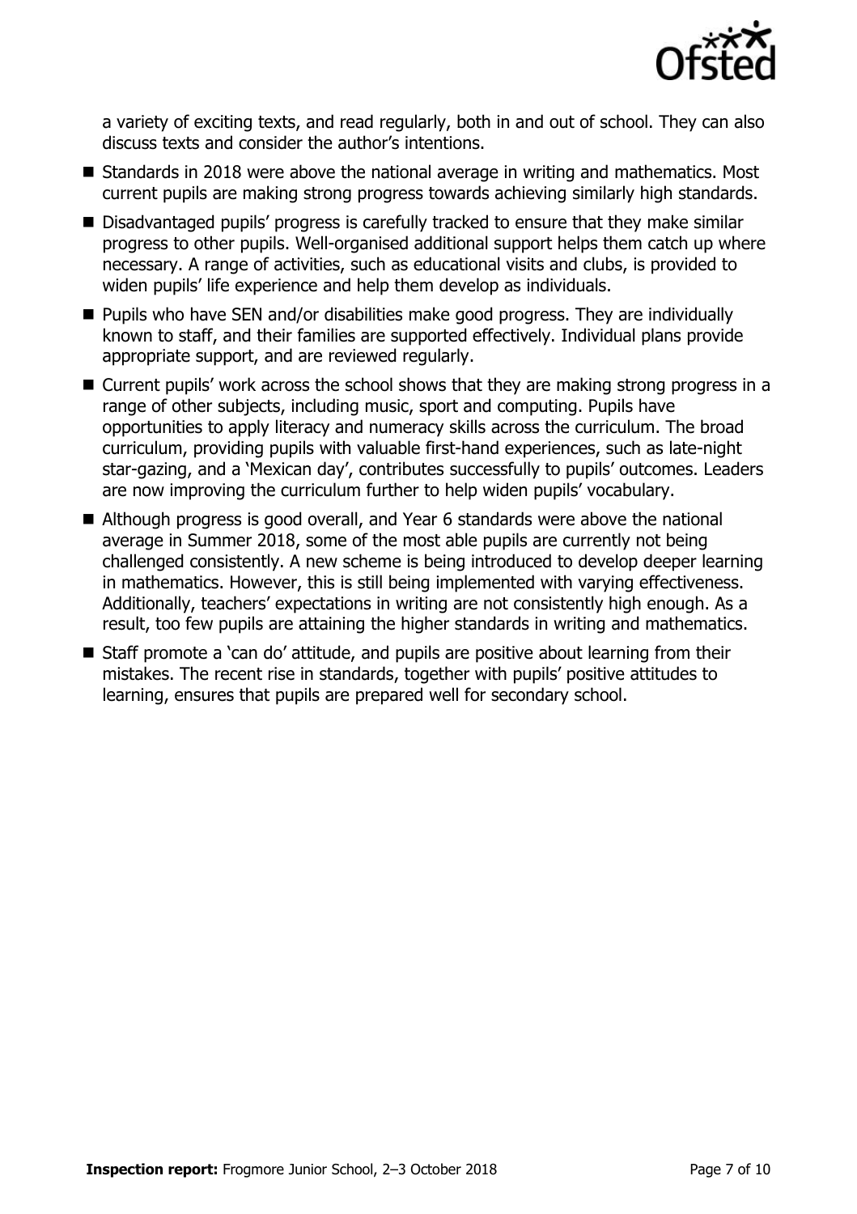a variety of exciting texts, and read regularly, both in and out of school. They can also discuss texts and consider the author's intentions.

- Standards in 2018 were above the national average in writing and mathematics. Most current pupils are making strong progress towards achieving similarly high standards.
- Disadvantaged pupils' progress is carefully tracked to ensure that they make similar progress to other pupils. Well-organised additional support helps them catch up where necessary. A range of activities, such as educational visits and clubs, is provided to widen pupils' life experience and help them develop as individuals.
- Pupils who have SEN and/or disabilities make good progress. They are individually known to staff, and their families are supported effectively. Individual plans provide appropriate support, and are reviewed regularly.
- Current pupils' work across the school shows that they are making strong progress in a range of other subjects, including music, sport and computing. Pupils have opportunities to apply literacy and numeracy skills across the curriculum. The broad curriculum, providing pupils with valuable first-hand experiences, such as late-night star-gazing, and a 'Mexican day', contributes successfully to pupils' outcomes. Leaders are now improving the curriculum further to help widen pupils' vocabulary.
- Although progress is good overall, and Year 6 standards were above the national average in Summer 2018, some of the most able pupils are currently not being challenged consistently. A new scheme is being introduced to develop deeper learning in mathematics. However, this is still being implemented with varying effectiveness. Additionally, teachers' expectations in writing are not consistently high enough. As a result, too few pupils are attaining the higher standards in writing and mathematics.
- Staff promote a 'can do' attitude, and pupils are positive about learning from their mistakes. The recent rise in standards, together with pupils' positive attitudes to learning, ensures that pupils are prepared well for secondary school.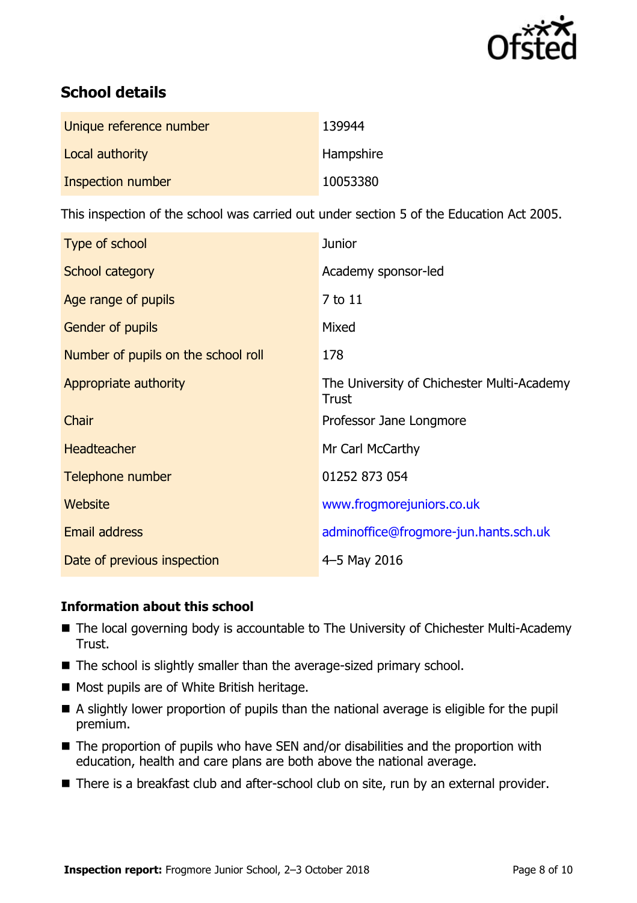## School details

| | |
|---|---|
| Unique reference number | 139944 |
| Local authority | Hampshire |
| Inspection number | 10053380 |

This inspection of the school was carried out under section 5 of the Education Act 2005.

| | |
|---|---|
| Type of school | Junior |
| School category | Academy sponsor-led |
| Age range of pupils | 7 to 11 |
| Gender of pupils | Mixed |
| Number of pupils on the school roll | 178 |
| Appropriate authority | The University of Chichester Multi-Academy Trust |
| Chair | Professor Jane Longmore |
| Headteacher | Mr Carl McCarthy |
| Telephone number | 01252 873 054 |
| Website | www.frogmorejuniors.co.uk |
| Email address | adminoffice@frogmore-jun.hants.sch.uk |
| Date of previous inspection | 4–5 May 2016 |

### Information about this school

- The local governing body is accountable to The University of Chichester Multi-Academy Trust.
- The school is slightly smaller than the average-sized primary school.
- Most pupils are of White British heritage.
- A slightly lower proportion of pupils than the national average is eligible for the pupil premium.
- The proportion of pupils who have SEN and/or disabilities and the proportion with education, health and care plans are both above the national average.
- There is a breakfast club and after-school club on site, run by an external provider.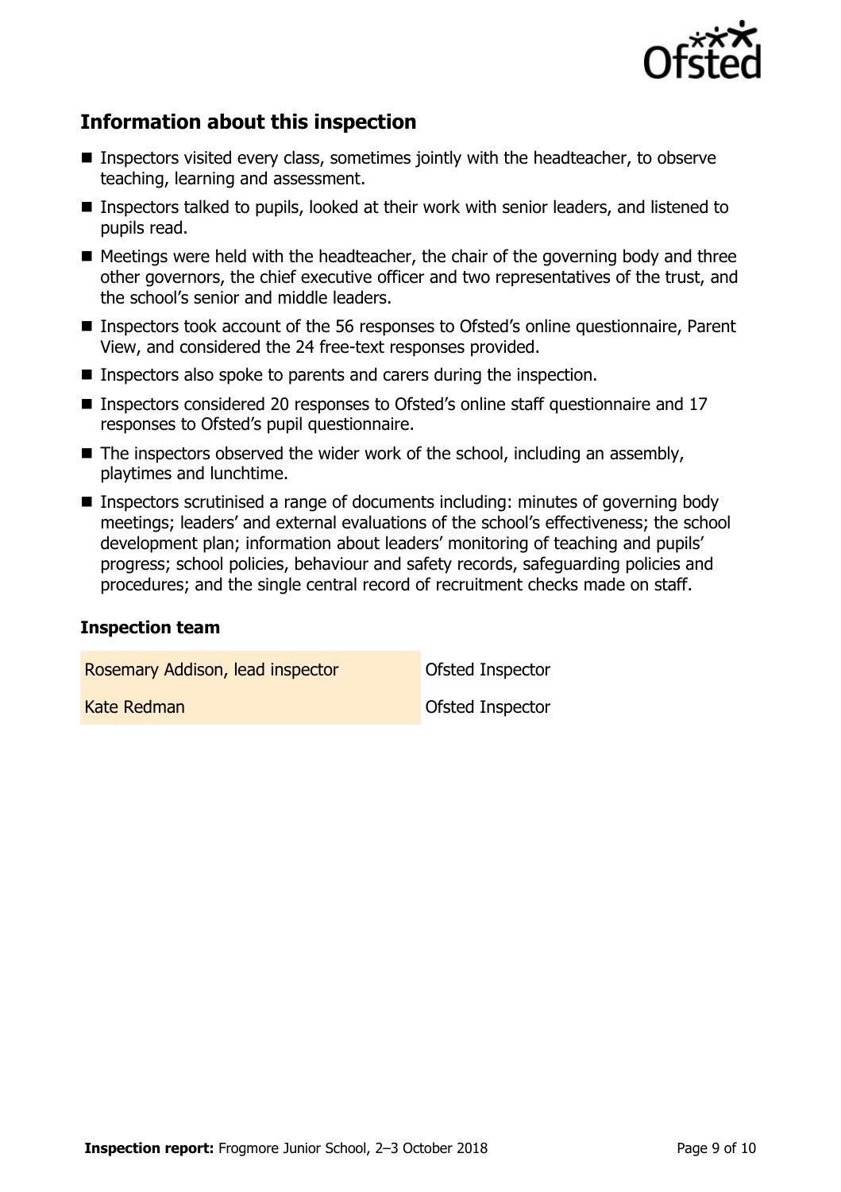## Information about this inspection

- Inspectors visited every class, sometimes jointly with the headteacher, to observe teaching, learning and assessment.
- Inspectors talked to pupils, looked at their work with senior leaders, and listened to pupils read.
- Meetings were held with the headteacher, the chair of the governing body and three other governors, the chief executive officer and two representatives of the trust, and the school's senior and middle leaders.
- Inspectors took account of the 56 responses to Ofsted's online questionnaire, Parent View, and considered the 24 free-text responses provided.
- Inspectors also spoke to parents and carers during the inspection.
- Inspectors considered 20 responses to Ofsted's online staff questionnaire and 17 responses to Ofsted's pupil questionnaire.
- The inspectors observed the wider work of the school, including an assembly, playtimes and lunchtime.
- Inspectors scrutinised a range of documents including: minutes of governing body meetings; leaders' and external evaluations of the school's effectiveness; the school development plan; information about leaders' monitoring of teaching and pupils' progress; school policies, behaviour and safety records, safeguarding policies and procedures; and the single central record of recruitment checks made on staff.

### Inspection team

| | |
|---|---|
| Rosemary Addison, lead inspector | Ofsted Inspector |
| Kate Redman | Ofsted Inspector |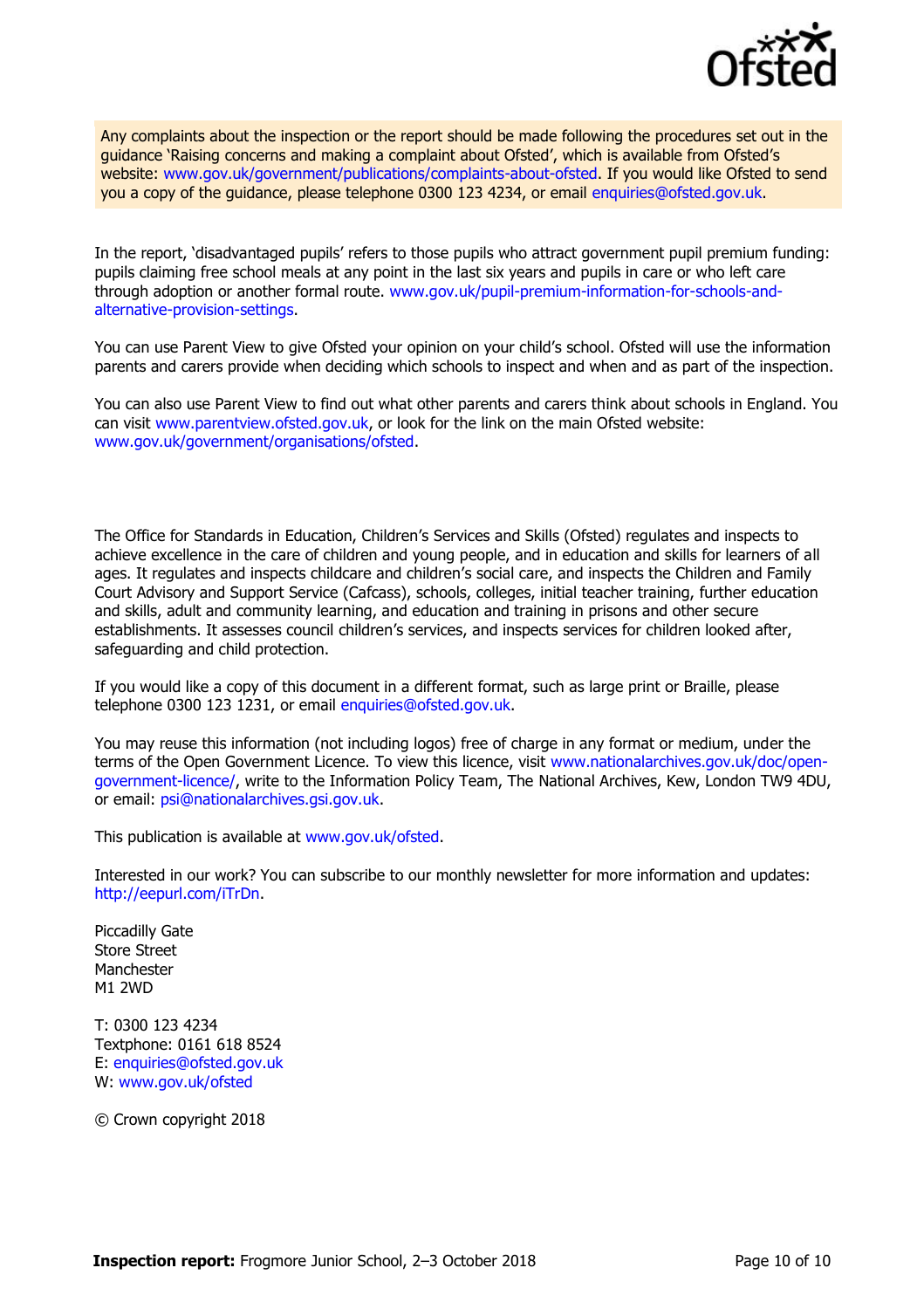Any complaints about the inspection or the report should be made following the procedures set out in the guidance 'Raising concerns and making a complaint about Ofsted', which is available from Ofsted's website: www.gov.uk/government/publications/complaints-about-ofsted. If you would like Ofsted to send you a copy of the guidance, please telephone 0300 123 4234, or email enquiries@ofsted.gov.uk.

In the report, 'disadvantaged pupils' refers to those pupils who attract government pupil premium funding: pupils claiming free school meals at any point in the last six years and pupils in care or who left care through adoption or another formal route. www.gov.uk/pupil-premium-information-for-schools-and-alternative-provision-settings.

You can use Parent View to give Ofsted your opinion on your child's school. Ofsted will use the information parents and carers provide when deciding which schools to inspect and when and as part of the inspection.

You can also use Parent View to find out what other parents and carers think about schools in England. You can visit www.parentview.ofsted.gov.uk, or look for the link on the main Ofsted website: www.gov.uk/government/organisations/ofsted.

The Office for Standards in Education, Children's Services and Skills (Ofsted) regulates and inspects to achieve excellence in the care of children and young people, and in education and skills for learners of all ages. It regulates and inspects childcare and children's social care, and inspects the Children and Family Court Advisory and Support Service (Cafcass), schools, colleges, initial teacher training, further education and skills, adult and community learning, and education and training in prisons and other secure establishments. It assesses council children's services, and inspects services for children looked after, safeguarding and child protection.

If you would like a copy of this document in a different format, such as large print or Braille, please telephone 0300 123 1231, or email enquiries@ofsted.gov.uk.

You may reuse this information (not including logos) free of charge in any format or medium, under the terms of the Open Government Licence. To view this licence, visit www.nationalarchives.gov.uk/doc/open-government-licence/, write to the Information Policy Team, The National Archives, Kew, London TW9 4DU, or email: psi@nationalarchives.gsi.gov.uk.

This publication is available at www.gov.uk/ofsted.

Interested in our work? You can subscribe to our monthly newsletter for more information and updates: http://eepurl.com/iTrDn.

Piccadilly Gate
Store Street
Manchester
M1 2WD

T: 0300 123 4234
Textphone: 0161 618 8524
E: enquiries@ofsted.gov.uk
W: www.gov.uk/ofsted

© Crown copyright 2018